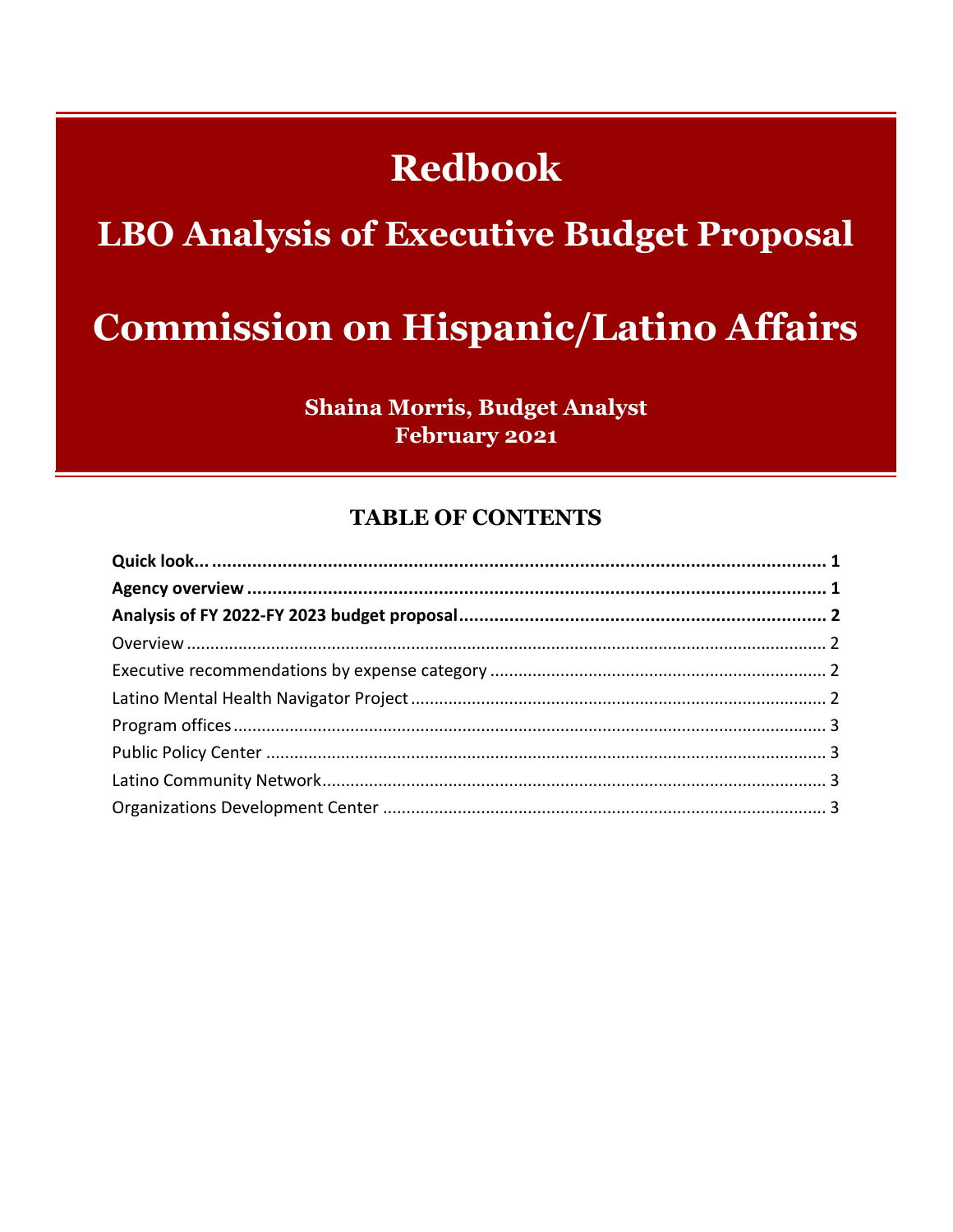# Redbook

## LBO Analysis of Executive Budget Proposal

# Commission on Hispanic/Latino Affairs

**Shaina Morris, Budget Analyst**
**February 2021**

## TABLE OF CONTENTS

**Quick look...** .......... **1**
**Agency overview** .......... **1**
**Analysis of FY 2022-FY 2023 budget proposal** .......... **2**
Overview .......... 2
Executive recommendations by expense category .......... 2
Latino Mental Health Navigator Project .......... 2
Program offices .......... 3
Public Policy Center .......... 3
Latino Community Network .......... 3
Organizations Development Center .......... 3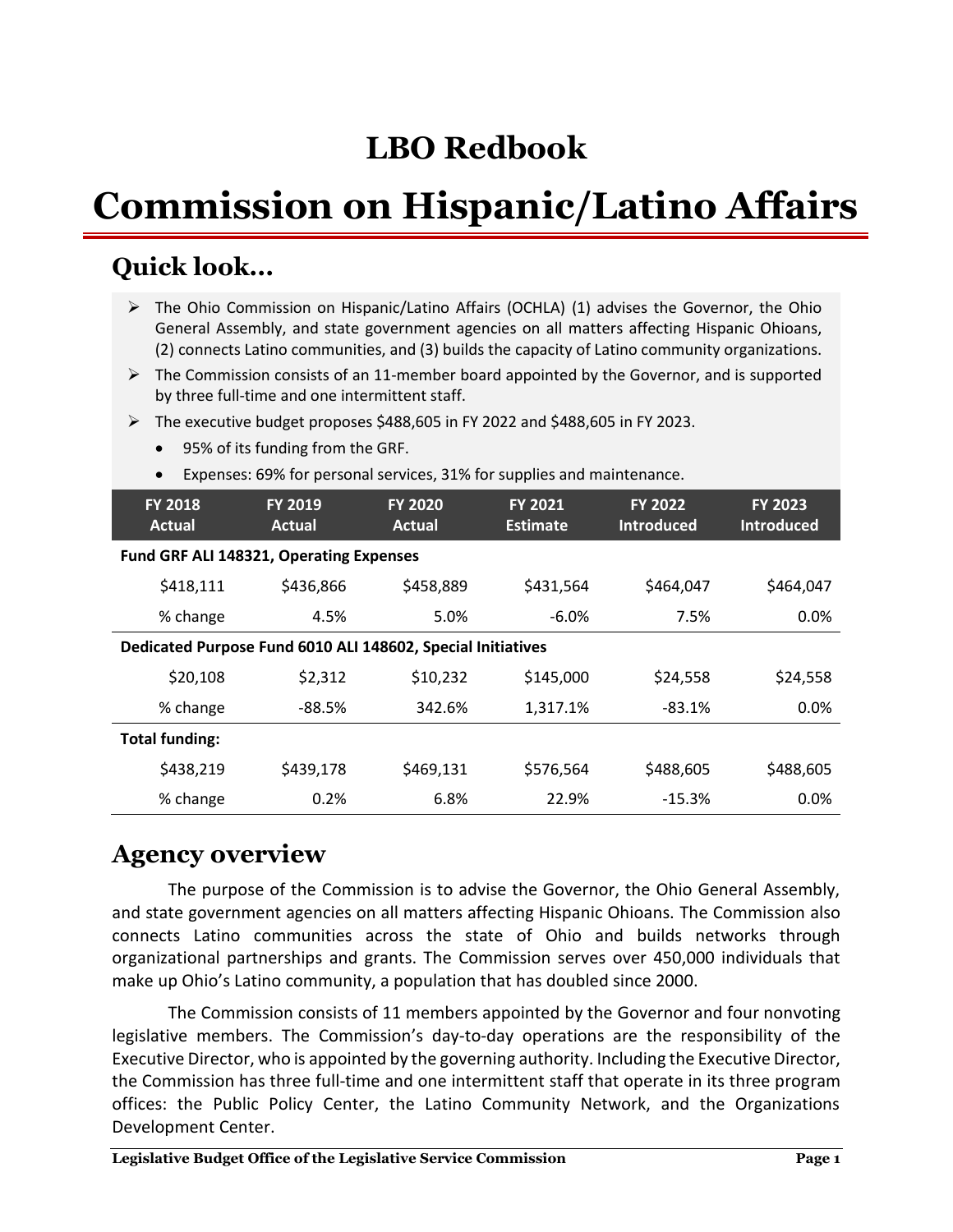# LBO Redbook

# Commission on Hispanic/Latino Affairs

## Quick look...

- The Ohio Commission on Hispanic/Latino Affairs (OCHLA) (1) advises the Governor, the Ohio General Assembly, and state government agencies on all matters affecting Hispanic Ohioans, (2) connects Latino communities, and (3) builds the capacity of Latino community organizations.
- The Commission consists of an 11-member board appointed by the Governor, and is supported by three full-time and one intermittent staff.
- The executive budget proposes $488,605 in FY 2022 and $488,605 in FY 2023.
  - 95% of its funding from the GRF.
  - Expenses: 69% for personal services, 31% for supplies and maintenance.

| FY 2018 Actual | FY 2019 Actual | FY 2020 Actual | FY 2021 Estimate | FY 2022 Introduced | FY 2023 Introduced |
|---|---|---|---|---|---|
| **Fund GRF ALI 148321, Operating Expenses** | | | | | |
| $418,111 | $436,866 | $458,889 | $431,564 | $464,047 | $464,047 |
| % change | 4.5% | 5.0% | -6.0% | 7.5% | 0.0% |
| **Dedicated Purpose Fund 6010 ALI 148602, Special Initiatives** | | | | | |
| $20,108 | $2,312 | $10,232 | $145,000 | $24,558 | $24,558 |
| % change | -88.5% | 342.6% | 1,317.1% | -83.1% | 0.0% |
| **Total funding:** | | | | | |
| $438,219 | $439,178 | $469,131 | $576,564 | $488,605 | $488,605 |
| % change | 0.2% | 6.8% | 22.9% | -15.3% | 0.0% |

## Agency overview

The purpose of the Commission is to advise the Governor, the Ohio General Assembly, and state government agencies on all matters affecting Hispanic Ohioans. The Commission also connects Latino communities across the state of Ohio and builds networks through organizational partnerships and grants. The Commission serves over 450,000 individuals that make up Ohio's Latino community, a population that has doubled since 2000.

The Commission consists of 11 members appointed by the Governor and four nonvoting legislative members. The Commission's day-to-day operations are the responsibility of the Executive Director, who is appointed by the governing authority. Including the Executive Director, the Commission has three full-time and one intermittent staff that operate in its three program offices: the Public Policy Center, the Latino Community Network, and the Organizations Development Center.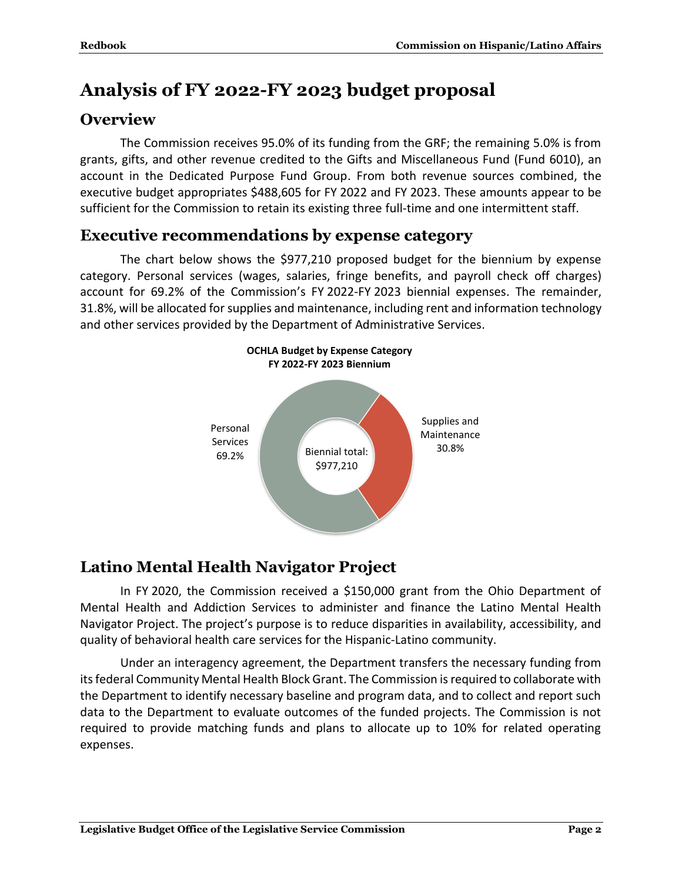# Analysis of FY 2022-FY 2023 budget proposal

## Overview

The Commission receives 95.0% of its funding from the GRF; the remaining 5.0% is from grants, gifts, and other revenue credited to the Gifts and Miscellaneous Fund (Fund 6010), an account in the Dedicated Purpose Fund Group. From both revenue sources combined, the executive budget appropriates $488,605 for FY 2022 and FY 2023. These amounts appear to be sufficient for the Commission to retain its existing three full-time and one intermittent staff.

## Executive recommendations by expense category

The chart below shows the $977,210 proposed budget for the biennium by expense category. Personal services (wages, salaries, fringe benefits, and payroll check off charges) account for 69.2% of the Commission's FY 2022-FY 2023 biennial expenses. The remainder, 31.8%, will be allocated for supplies and maintenance, including rent and information technology and other services provided by the Department of Administrative Services.

**OCHLA Budget by Expense Category**
**FY 2022-FY 2023 Biennium**

| Category | Share |
| --- | --- |
| Personal Services | 69.2% |
| Supplies and Maintenance | 30.8% |
| Biennial total | $977,210 |

## Latino Mental Health Navigator Project

In FY 2020, the Commission received a $150,000 grant from the Ohio Department of Mental Health and Addiction Services to administer and finance the Latino Mental Health Navigator Project. The project's purpose is to reduce disparities in availability, accessibility, and quality of behavioral health care services for the Hispanic-Latino community.

Under an interagency agreement, the Department transfers the necessary funding from its federal Community Mental Health Block Grant. The Commission is required to collaborate with the Department to identify necessary baseline and program data, and to collect and report such data to the Department to evaluate outcomes of the funded projects. The Commission is not required to provide matching funds and plans to allocate up to 10% for related operating expenses.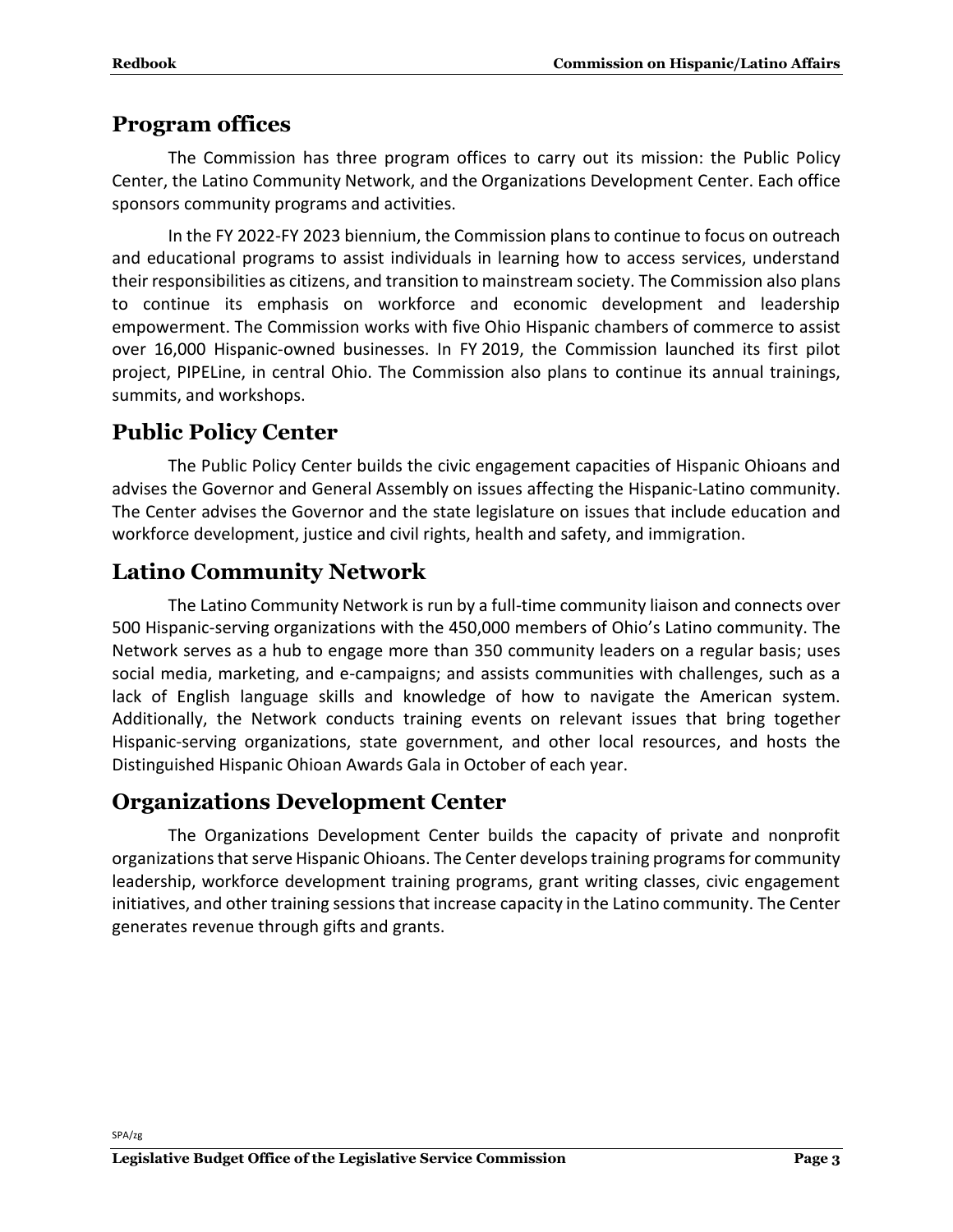## Program offices

The Commission has three program offices to carry out its mission: the Public Policy Center, the Latino Community Network, and the Organizations Development Center. Each office sponsors community programs and activities.

In the FY 2022-FY 2023 biennium, the Commission plans to continue to focus on outreach and educational programs to assist individuals in learning how to access services, understand their responsibilities as citizens, and transition to mainstream society. The Commission also plans to continue its emphasis on workforce and economic development and leadership empowerment. The Commission works with five Ohio Hispanic chambers of commerce to assist over 16,000 Hispanic-owned businesses. In FY 2019, the Commission launched its first pilot project, PIPELine, in central Ohio. The Commission also plans to continue its annual trainings, summits, and workshops.

## Public Policy Center

The Public Policy Center builds the civic engagement capacities of Hispanic Ohioans and advises the Governor and General Assembly on issues affecting the Hispanic-Latino community. The Center advises the Governor and the state legislature on issues that include education and workforce development, justice and civil rights, health and safety, and immigration.

## Latino Community Network

The Latino Community Network is run by a full-time community liaison and connects over 500 Hispanic-serving organizations with the 450,000 members of Ohio's Latino community. The Network serves as a hub to engage more than 350 community leaders on a regular basis; uses social media, marketing, and e-campaigns; and assists communities with challenges, such as a lack of English language skills and knowledge of how to navigate the American system. Additionally, the Network conducts training events on relevant issues that bring together Hispanic-serving organizations, state government, and other local resources, and hosts the Distinguished Hispanic Ohioan Awards Gala in October of each year.

## Organizations Development Center

The Organizations Development Center builds the capacity of private and nonprofit organizations that serve Hispanic Ohioans. The Center develops training programs for community leadership, workforce development training programs, grant writing classes, civic engagement initiatives, and other training sessions that increase capacity in the Latino community. The Center generates revenue through gifts and grants.

SPA/zg